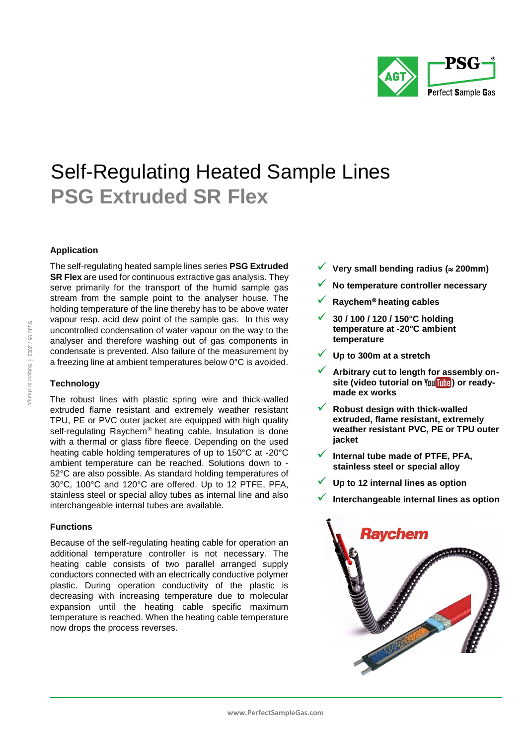# Self-Regulating Heated Sample Lines

## PSG Extruded SR Flex

### Application

The self-regulating heated sample lines series **PSG Extruded SR Flex** are used for continuous extractive gas analysis. They serve primarily for the transport of the humid sample gas stream from the sample point to the analyser house. The holding temperature of the line thereby has to be above water vapour resp. acid dew point of the sample gas. In this way uncontrolled condensation of water vapour on the way to the analyser and therefore washing out of gas components in condensate is prevented. Also failure of the measurement by a freezing line at ambient temperatures below 0°C is avoided.

### Technology

The robust lines with plastic spring wire and thick-walled extruded flame resistant and extremely weather resistant TPU, PE or PVC outer jacket are equipped with high quality self-regulating Raychem® heating cable. Insulation is done with a thermal or glass fibre fleece. Depending on the used heating cable holding temperatures of up to 150°C at -20°C ambient temperature can be reached. Solutions down to -52°C are also possible. As standard holding temperatures of 30°C, 100°C and 120°C are offered. Up to 12 PTFE, PFA, stainless steel or special alloy tubes as internal line and also interchangeable internal tubes are available.

### Functions

Because of the self-regulating heating cable for operation an additional temperature controller is not necessary. The heating cable consists of two parallel arranged supply conductors connected with an electrically conductive polymer plastic. During operation conductivity of the plastic is decreasing with increasing temperature due to molecular expansion until the heating cable specific maximum temperature is reached. When the heating cable temperature now drops the process reverses.

- ✓ **Very small bending radius (≈ 200mm)**
- ✓ **No temperature controller necessary**
- ✓ **Raychem® heating cables**
- ✓ **30 / 100 / 120 / 150°C holding temperature at -20°C ambient temperature**
- ✓ **Up to 300m at a stretch**
- ✓ **Arbitrary cut to length for assembly on-site (video tutorial on YouTube) or ready-made ex works**
- ✓ **Robust design with thick-walled extruded, flame resistant, extremely weather resistant PVC, PE or TPU outer jacket**
- ✓ **Internal tube made of PTFE, PFA, stainless steel or special alloy**
- ✓ **Up to 12 internal lines as option**
- ✓ **Interchangeable internal lines as option**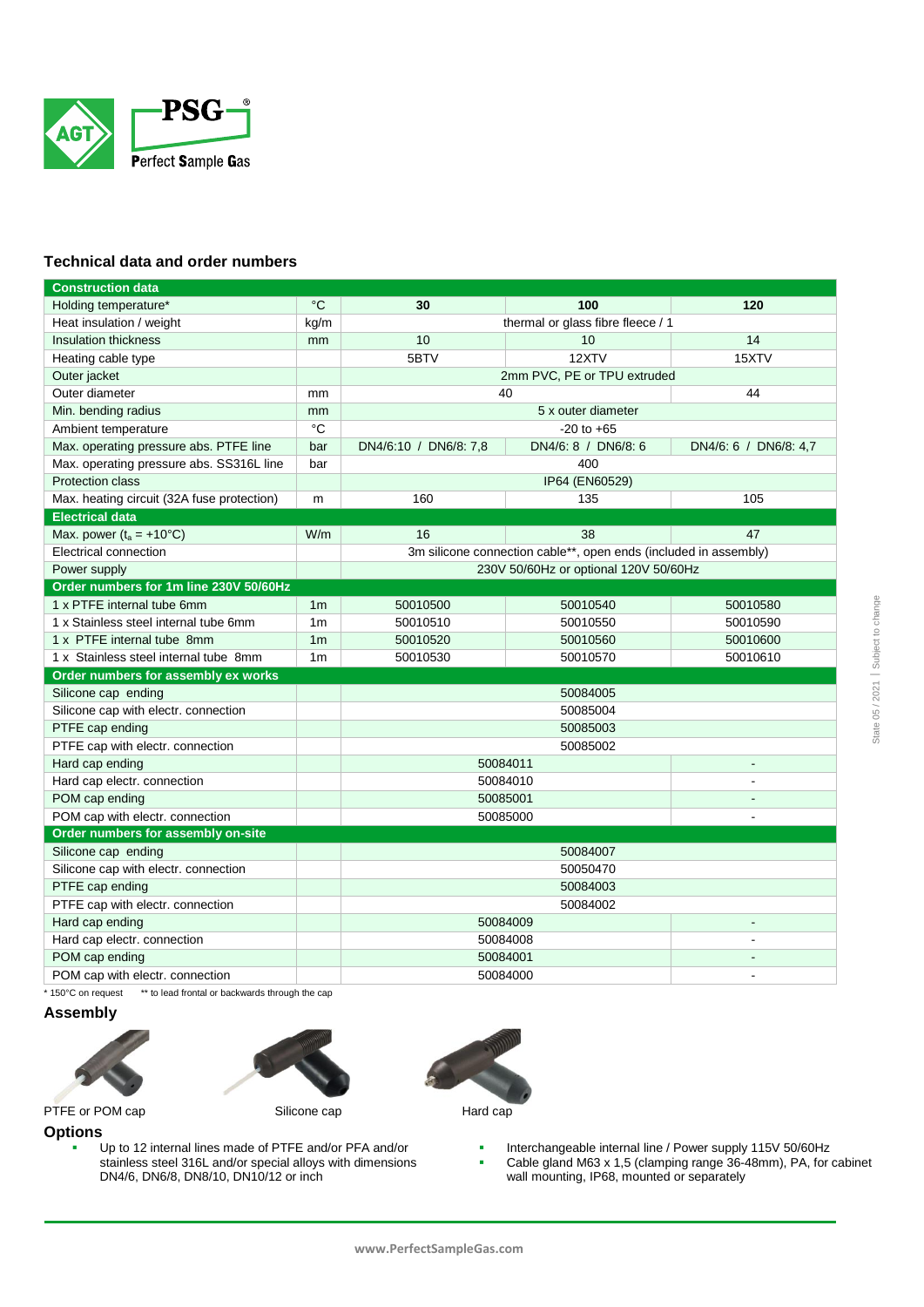## Technical data and order numbers

| Construction data | | | | |
|---|---|---|---|---|
| Holding temperature* | °C | **30** | **100** | **120** |
| Heat insulation / weight | kg/m | thermal or glass fibre fleece / 1 | | |
| Insulation thickness | mm | 10 | 10 | 14 |
| Heating cable type | | 5BTV | 12XTV | 15XTV |
| Outer jacket | | 2mm PVC, PE or TPU extruded | | |
| Outer diameter | mm | 40 | | 44 |
| Min. bending radius | mm | 5 x outer diameter | | |
| Ambient temperature | °C | -20 to +65 | | |
| Max. operating pressure abs. PTFE line | bar | DN4/6:10 / DN6/8: 7,8 | DN4/6: 8 / DN6/8: 6 | DN4/6: 6 / DN6/8: 4,7 |
| Max. operating pressure abs. SS316L line | bar | 400 | | |
| Protection class | | IP64 (EN60529) | | |
| Max. heating circuit (32A fuse protection) | m | 160 | 135 | 105 |
| **Electrical data** | | | | |
| Max. power ($t_a$ = +10°C) | W/m | 16 | 38 | 47 |
| Electrical connection | | 3m silicone connection cable**, open ends (included in assembly) | | |
| Power supply | | 230V 50/60Hz or optional 120V 50/60Hz | | |
| **Order numbers for 1m line 230V 50/60Hz** | | | | |
| 1 x PTFE internal tube 6mm | 1m | 50010500 | 50010540 | 50010580 |
| 1 x Stainless steel internal tube 6mm | 1m | 50010510 | 50010550 | 50010590 |
| 1 x PTFE internal tube 8mm | 1m | 50010520 | 50010560 | 50010600 |
| 1 x Stainless steel internal tube 8mm | 1m | 50010530 | 50010570 | 50010610 |
| **Order numbers for assembly ex works** | | | | |
| Silicone cap ending | | 50084005 | | |
| Silicone cap with electr. connection | | 50085004 | | |
| PTFE cap ending | | 50085003 | | |
| PTFE cap with electr. connection | | 50085002 | | |
| Hard cap ending | | 50084011 | | - |
| Hard cap electr. connection | | 50084010 | | - |
| POM cap ending | | 50085001 | | - |
| POM cap with electr. connection | | 50085000 | | - |
| **Order numbers for assembly on-site** | | | | |
| Silicone cap ending | | 50084007 | | |
| Silicone cap with electr. connection | | 50050470 | | |
| PTFE cap ending | | 50084003 | | |
| PTFE cap with electr. connection | | 50084002 | | |
| Hard cap ending | | 50084009 | | - |
| Hard cap electr. connection | | 50084008 | | - |
| POM cap ending | | 50084001 | | - |
| POM cap with electr. connection | | 50084000 | | - |

\* 150°C on request ** to lead frontal or backwards through the cap

## Assembly

PTFE or POM cap

Silicone cap

Hard cap

## Options

- Up to 12 internal lines made of PTFE and/or PFA and/or stainless steel 316L and/or special alloys with dimensions DN4/6, DN6/8, DN8/10, DN10/12 or inch
- Interchangeable internal line / Power supply 115V 50/60Hz
- Cable gland M63 x 1,5 (clamping range 36-48mm), PA, for cabinet wall mounting, IP68, mounted or separately